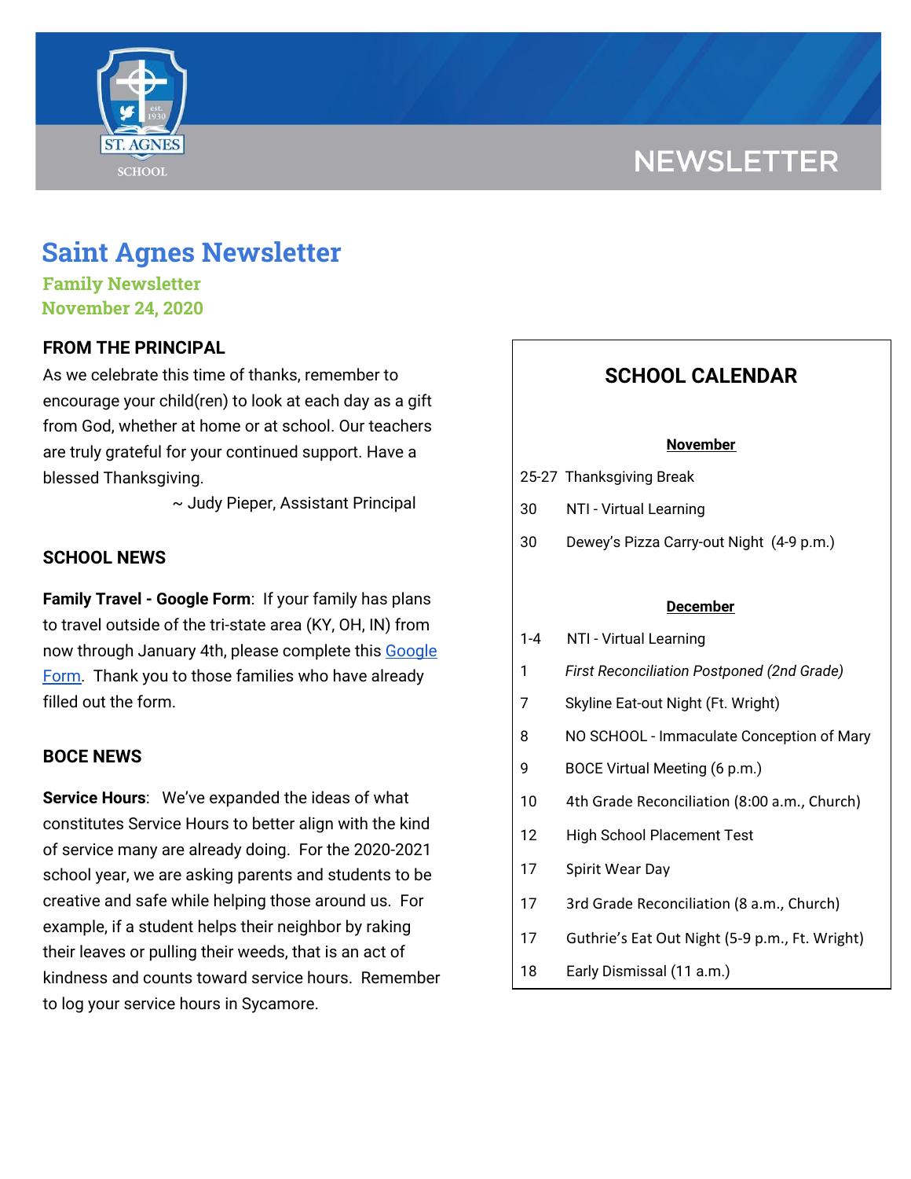# Saint Agnes Newsletter

**Family Newsletter**
**November 24, 2020**

## FROM THE PRINCIPAL

As we celebrate this time of thanks, remember to encourage your child(ren) to look at each day as a gift from God, whether at home or at school. Our teachers are truly grateful for your continued support. Have a blessed Thanksgiving.

~ Judy Pieper, Assistant Principal

## SCHOOL NEWS

**Family Travel - Google Form**: If your family has plans to travel outside of the tri-state area (KY, OH, IN) from now through January 4th, please complete this Google Form. Thank you to those families who have already filled out the form.

## BOCE NEWS

**Service Hours**: We've expanded the ideas of what constitutes Service Hours to better align with the kind of service many are already doing. For the 2020-2021 school year, we are asking parents and students to be creative and safe while helping those around us. For example, if a student helps their neighbor by raking their leaves or pulling their weeds, that is an act of kindness and counts toward service hours. Remember to log your service hours in Sycamore.

## SCHOOL CALENDAR

**November**

25-27 Thanksgiving Break

30 NTI - Virtual Learning

30 Dewey's Pizza Carry-out Night (4-9 p.m.)

**December**

1-4 NTI - Virtual Learning

1 *First Reconciliation Postponed (2nd Grade)*

7 Skyline Eat-out Night (Ft. Wright)

8 NO SCHOOL - Immaculate Conception of Mary

9 BOCE Virtual Meeting (6 p.m.)

10 4th Grade Reconciliation (8:00 a.m., Church)

12 High School Placement Test

17 Spirit Wear Day

17 3rd Grade Reconciliation (8 a.m., Church)

17 Guthrie's Eat Out Night (5-9 p.m., Ft. Wright)

18 Early Dismissal (11 a.m.)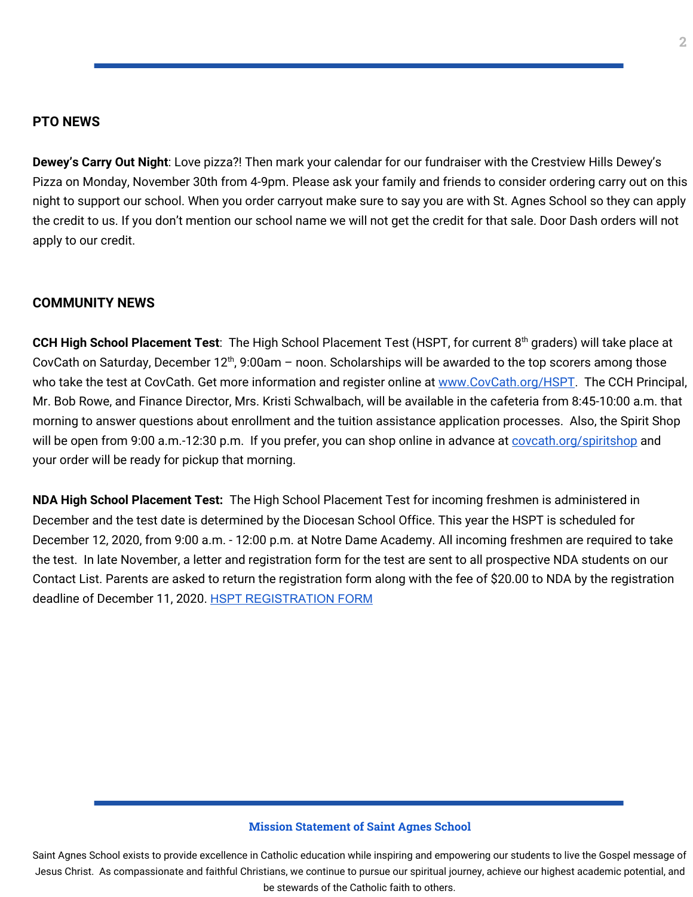## PTO NEWS

**Dewey's Carry Out Night**: Love pizza?! Then mark your calendar for our fundraiser with the Crestview Hills Dewey's Pizza on Monday, November 30th from 4-9pm. Please ask your family and friends to consider ordering carry out on this night to support our school. When you order carryout make sure to say you are with St. Agnes School so they can apply the credit to us. If you don't mention our school name we will not get the credit for that sale. Door Dash orders will not apply to our credit.

## COMMUNITY NEWS

**CCH High School Placement Test**: The High School Placement Test (HSPT, for current 8th graders) will take place at CovCath on Saturday, December 12th, 9:00am – noon. Scholarships will be awarded to the top scorers among those who take the test at CovCath. Get more information and register online at www.CovCath.org/HSPT. The CCH Principal, Mr. Bob Rowe, and Finance Director, Mrs. Kristi Schwalbach, will be available in the cafeteria from 8:45-10:00 a.m. that morning to answer questions about enrollment and the tuition assistance application processes. Also, the Spirit Shop will be open from 9:00 a.m.-12:30 p.m. If you prefer, you can shop online in advance at covcath.org/spiritshop and your order will be ready for pickup that morning.

**NDA High School Placement Test:** The High School Placement Test for incoming freshmen is administered in December and the test date is determined by the Diocesan School Office. This year the HSPT is scheduled for December 12, 2020, from 9:00 a.m. - 12:00 p.m. at Notre Dame Academy. All incoming freshmen are required to take the test. In late November, a letter and registration form for the test are sent to all prospective NDA students on our Contact List. Parents are asked to return the registration form along with the fee of $20.00 to NDA by the registration deadline of December 11, 2020. HSPT REGISTRATION FORM

**Mission Statement of Saint Agnes School**

Saint Agnes School exists to provide excellence in Catholic education while inspiring and empowering our students to live the Gospel message of Jesus Christ. As compassionate and faithful Christians, we continue to pursue our spiritual journey, achieve our highest academic potential, and be stewards of the Catholic faith to others.